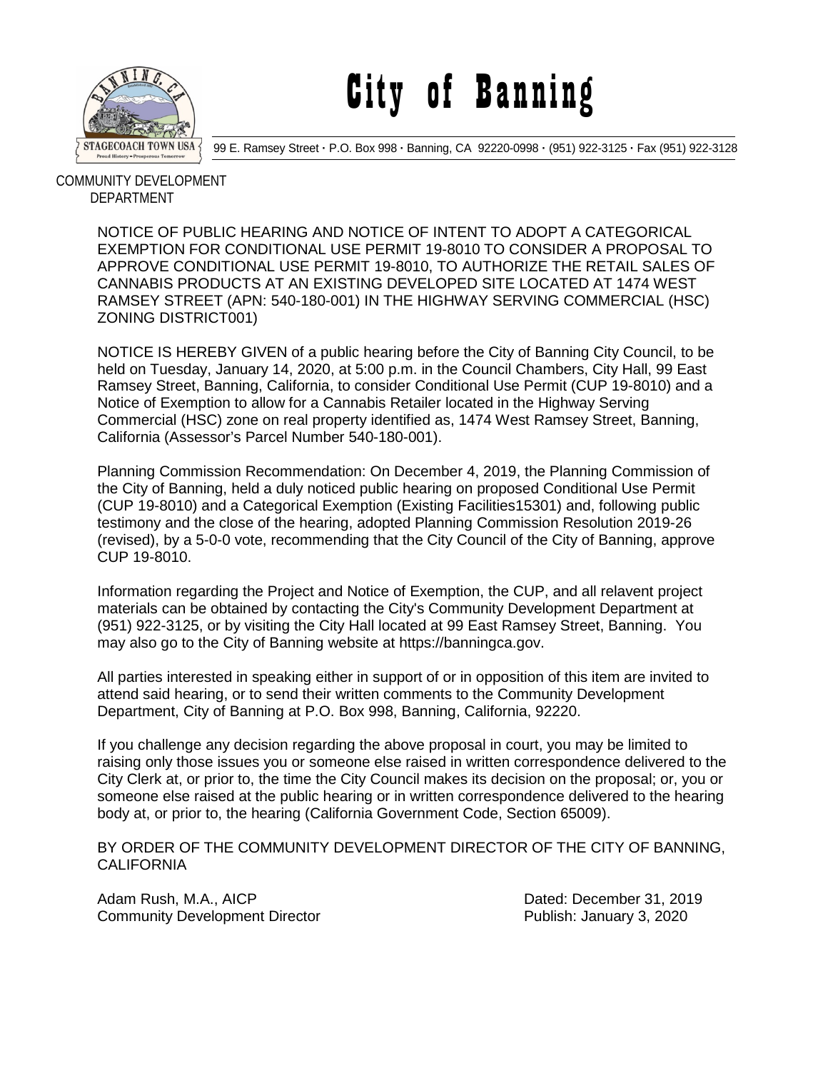# City of Banning

99 E. Ramsey Street · P.O. Box 998 · Banning, CA 92220-0998 · (951) 922-3125 · Fax (951) 922-3128

COMMUNITY DEVELOPMENT DEPARTMENT

NOTICE OF PUBLIC HEARING AND NOTICE OF INTENT TO ADOPT A CATEGORICAL EXEMPTION FOR CONDITIONAL USE PERMIT 19-8010 TO CONSIDER A PROPOSAL TO APPROVE CONDITIONAL USE PERMIT 19-8010, TO AUTHORIZE THE RETAIL SALES OF CANNABIS PRODUCTS AT AN EXISTING DEVELOPED SITE LOCATED AT 1474 WEST RAMSEY STREET (APN: 540-180-001) IN THE HIGHWAY SERVING COMMERCIAL (HSC) ZONING DISTRICT001)

NOTICE IS HEREBY GIVEN of a public hearing before the City of Banning City Council, to be held on Tuesday, January 14, 2020, at 5:00 p.m. in the Council Chambers, City Hall, 99 East Ramsey Street, Banning, California, to consider Conditional Use Permit (CUP 19-8010) and a Notice of Exemption to allow for a Cannabis Retailer located in the Highway Serving Commercial (HSC) zone on real property identified as, 1474 West Ramsey Street, Banning, California (Assessor's Parcel Number 540-180-001).

Planning Commission Recommendation: On December 4, 2019, the Planning Commission of the City of Banning, held a duly noticed public hearing on proposed Conditional Use Permit (CUP 19-8010) and a Categorical Exemption (Existing Facilities15301) and, following public testimony and the close of the hearing, adopted Planning Commission Resolution 2019-26 (revised), by a 5-0-0 vote, recommending that the City Council of the City of Banning, approve CUP 19-8010.

Information regarding the Project and Notice of Exemption, the CUP, and all relavent project materials can be obtained by contacting the City's Community Development Department at (951) 922-3125, or by visiting the City Hall located at 99 East Ramsey Street, Banning. You may also go to the City of Banning website at https://banningca.gov.

All parties interested in speaking either in support of or in opposition of this item are invited to attend said hearing, or to send their written comments to the Community Development Department, City of Banning at P.O. Box 998, Banning, California, 92220.

If you challenge any decision regarding the above proposal in court, you may be limited to raising only those issues you or someone else raised in written correspondence delivered to the City Clerk at, or prior to, the time the City Council makes its decision on the proposal; or, you or someone else raised at the public hearing or in written correspondence delivered to the hearing body at, or prior to, the hearing (California Government Code, Section 65009).

BY ORDER OF THE COMMUNITY DEVELOPMENT DIRECTOR OF THE CITY OF BANNING, CALIFORNIA

Adam Rush, M.A., AICP
Community Development Director

Dated: December 31, 2019
Publish: January 3, 2020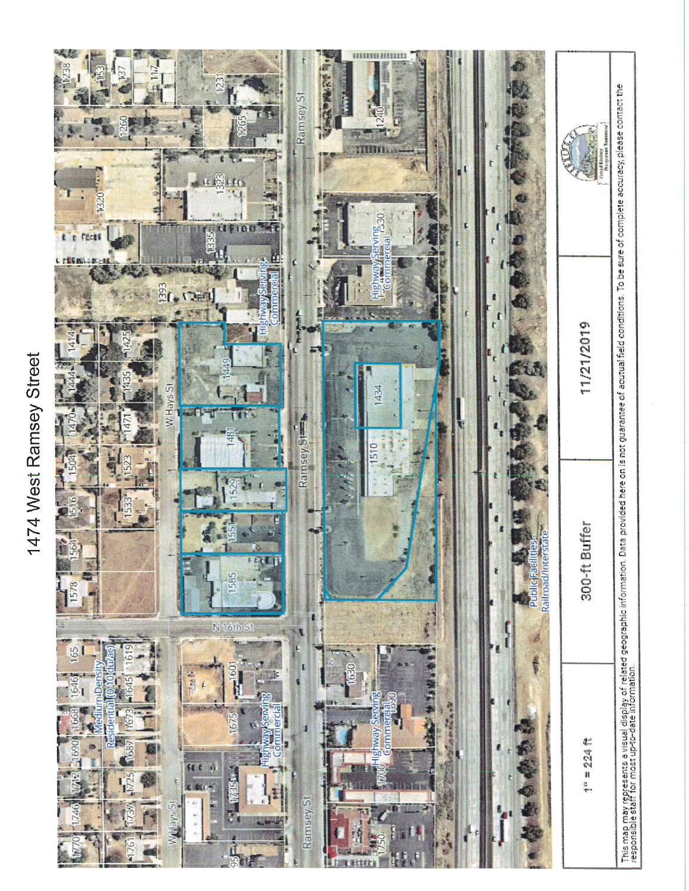# 1474 West Ramsey Street

| 1" = 224 ft | 300-ft Buffer | 11/21/2019 |
| --- | --- | --- |

This map may represents a visual display of related geographic information. Data provided here on is not guarantee of acurual field conditions. To be sure of complete accuracy, please contact the responsible staff for most up-to-date information.